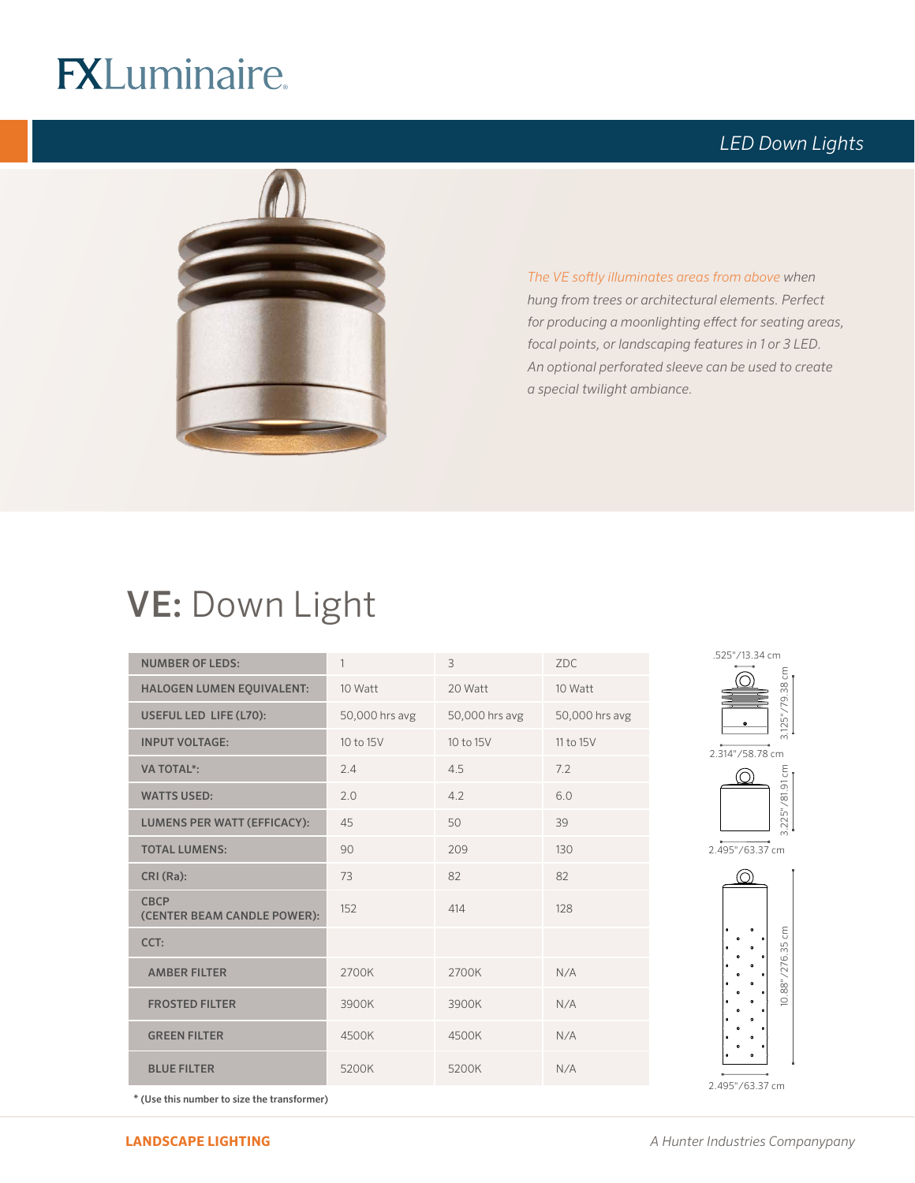# FXLuminaire

## LED Down Lights

*The VE softly illuminates areas from above when hung from trees or architectural elements. Perfect for producing a moonlighting effect for seating areas, focal points, or landscaping features in 1 or 3 LED. An optional perforated sleeve can be used to create a special twilight ambiance.*

# VE: Down Light

| NUMBER OF LEDS: | 1 | 3 | ZDC |
|---|---|---|---|
| HALOGEN LUMEN EQUIVALENT: | 10 Watt | 20 Watt | 10 Watt |
| USEFUL LED LIFE (L70): | 50,000 hrs avg | 50,000 hrs avg | 50,000 hrs avg |
| INPUT VOLTAGE: | 10 to 15V | 10 to 15V | 11 to 15V |
| VA TOTAL*: | 2.4 | 4.5 | 7.2 |
| WATTS USED: | 2.0 | 4.2 | 6.0 |
| LUMENS PER WATT (EFFICACY): | 45 | 50 | 39 |
| TOTAL LUMENS: | 90 | 209 | 130 |
| CRI (Ra): | 73 | 82 | 82 |
| CBCP (CENTER BEAM CANDLE POWER): | 152 | 414 | 128 |
| CCT: | | | |
| AMBER FILTER | 2700K | 2700K | N/A |
| FROSTED FILTER | 3900K | 3900K | N/A |
| GREEN FILTER | 4500K | 4500K | N/A |
| BLUE FILTER | 5200K | 5200K | N/A |

**\* (Use this number to size the transformer)**

.525"/13.34 cm

3.125"/79.38 cm

2.314"/58.78 cm

3.225"/81.91 cm

2.495"/63.37 cm

10.88"/276.35 cm

2.495"/63.37 cm

**LANDSCAPE LIGHTING**

*A Hunter Industries Companypany*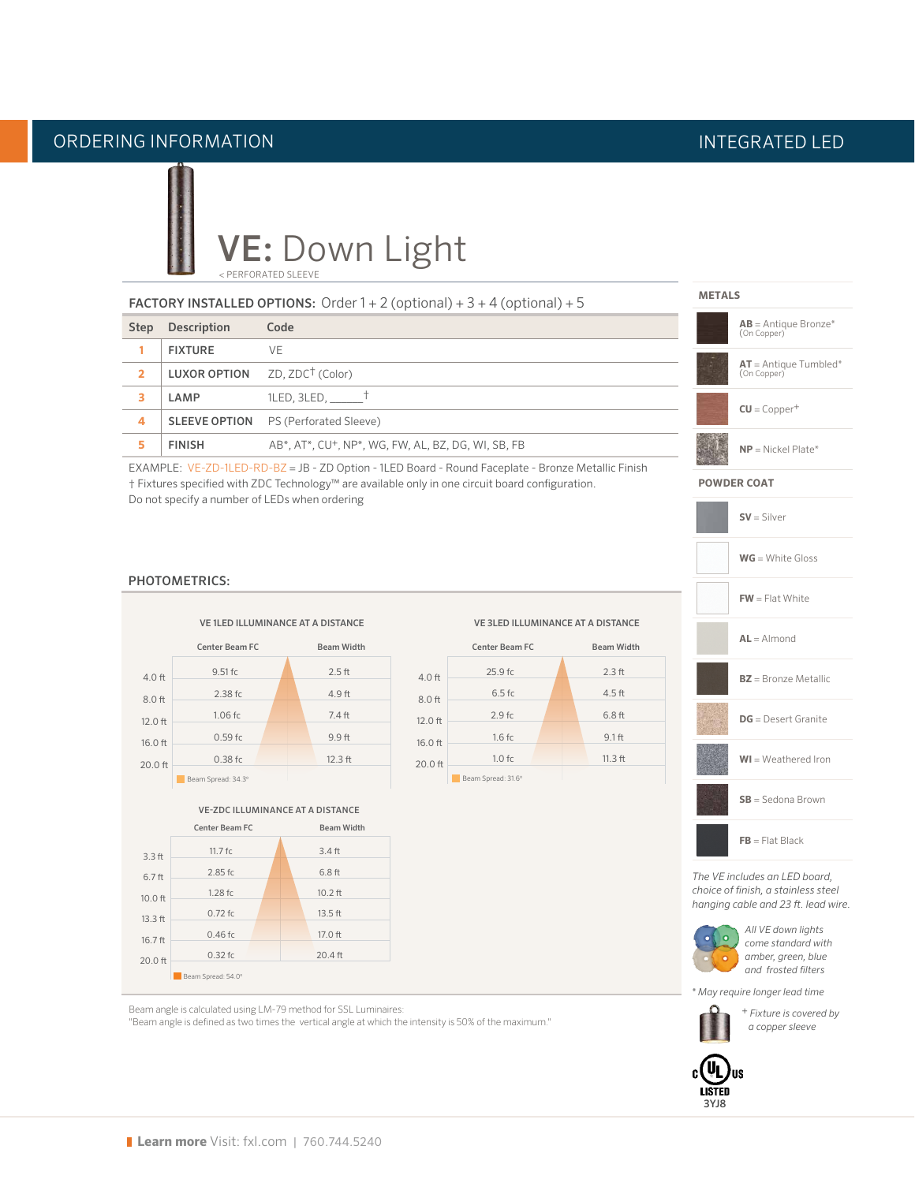# ORDERING INFORMATION

INTEGRATED LED

# VE: Down Light

< PERFORATED SLEEVE

**FACTORY INSTALLED OPTIONS:** Order 1 + 2 (optional) + 3 + 4 (optional) + 5

| Step | Description | Code |
|---|---|---|
| 1 | FIXTURE | VE |
| 2 | LUXOR OPTION | ZD, ZDC† (Color) |
| 3 | LAMP | 1LED, 3LED, ______† |
| 4 | SLEEVE OPTION | PS (Perforated Sleeve) |
| 5 | FINISH | AB*, AT*, CU+, NP*, WG, FW, AL, BZ, DG, WI, SB, FB |

EXAMPLE: VE-ZD-1LED-RD-BZ = JB - ZD Option - 1LED Board - Round Faceplate - Bronze Metallic Finish
† Fixtures specified with ZDC Technology™ are available only in one circuit board configuration.
Do not specify a number of LEDs when ordering

## PHOTOMETRICS:

VE 1LED ILLUMINANCE AT A DISTANCE

Center Beam FC
Beam Width

4.0 ft
9.51 fc
2.5 ft

8.0 ft
2.38 fc
4.9 ft

12.0 ft
1.06 fc
7.4 ft

16.0 ft
0.59 fc
9.9 ft

20.0 ft
0.38 fc
12.3 ft

Beam Spread: 34.3°

VE 3LED ILLUMINANCE AT A DISTANCE

Center Beam FC
Beam Width

4.0 ft
25.9 fc
2.3 ft

8.0 ft
6.5 fc
4.5 ft

12.0 ft
2.9 fc
6.8 ft

16.0 ft
1.6 fc
9.1 ft

20.0 ft
1.0 fc
11.3 ft

Beam Spread: 31.6°

VE-ZDC ILLUMINANCE AT A DISTANCE

Center Beam FC
Beam Width

3.3 ft
11.7 fc
3.4 ft

6.7 ft
2.85 fc
6.8 ft

10.0 ft
1.28 fc
10.2 ft

13.3 ft
0.72 fc
13.5 ft

16.7 ft
0.46 fc
17.0 ft

20.0 ft
0.32 fc
20.4 ft

Beam Spread: 54.0°

Beam angle is calculated using LM-79 method for SSL Luminaires:
"Beam angle is defined as two times the vertical angle at which the intensity is 50% of the maximum."

### METALS

- **AB** = Antique Bronze* (On Copper)
- **AT** = Antique Tumbled* (On Copper)
- **CU** = Copper+
- **NP** = Nickel Plate*

### POWDER COAT

- **SV** = Silver
- **WG** = White Gloss
- **FW** = Flat White
- **AL** = Almond
- **BZ** = Bronze Metallic
- **DG** = Desert Granite
- **WI** = Weathered Iron
- **SB** = Sedona Brown
- **FB** = Flat Black

*The VE includes an LED board, choice of finish, a stainless steel hanging cable and 23 ft. lead wire.*

*All VE down lights come standard with amber, green, blue and frosted filters*

*\* May require longer lead time*

*+ Fixture is covered by a copper sleeve*

c UL us LISTED 3YJ8

**Learn more** Visit: fxl.com | 760.744.5240